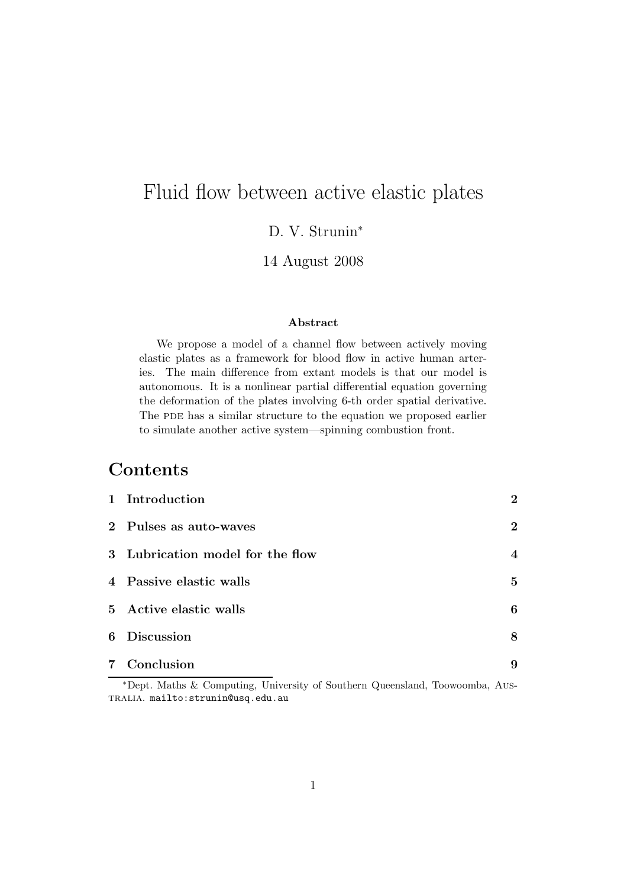# Fluid flow between active elastic plates

D. V. Strunin*

14 August 2008

### Abstract

We propose a model of a channel flow between actively moving elastic plates as a framework for blood flow in active human arteries. The main difference from extant models is that our model is autonomous. It is a nonlinear partial differential equation governing the deformation of the plates involving 6-th order spatial derivative. The PDE has a similar structure to the equation we proposed earlier to simulate another active system—spinning combustion front.

## Contents

| | | |
|---|---|---|
| 1 | **Introduction** | **2** |
| 2 | **Pulses as auto-waves** | **2** |
| 3 | **Lubrication model for the flow** | **4** |
| 4 | **Passive elastic walls** | **5** |
| 5 | **Active elastic walls** | **6** |
| 6 | **Discussion** | **8** |
| 7 | **Conclusion** | **9** |

*Dept. Maths & Computing, University of Southern Queensland, Toowoomba, AUSTRALIA. mailto:strunin@usq.edu.au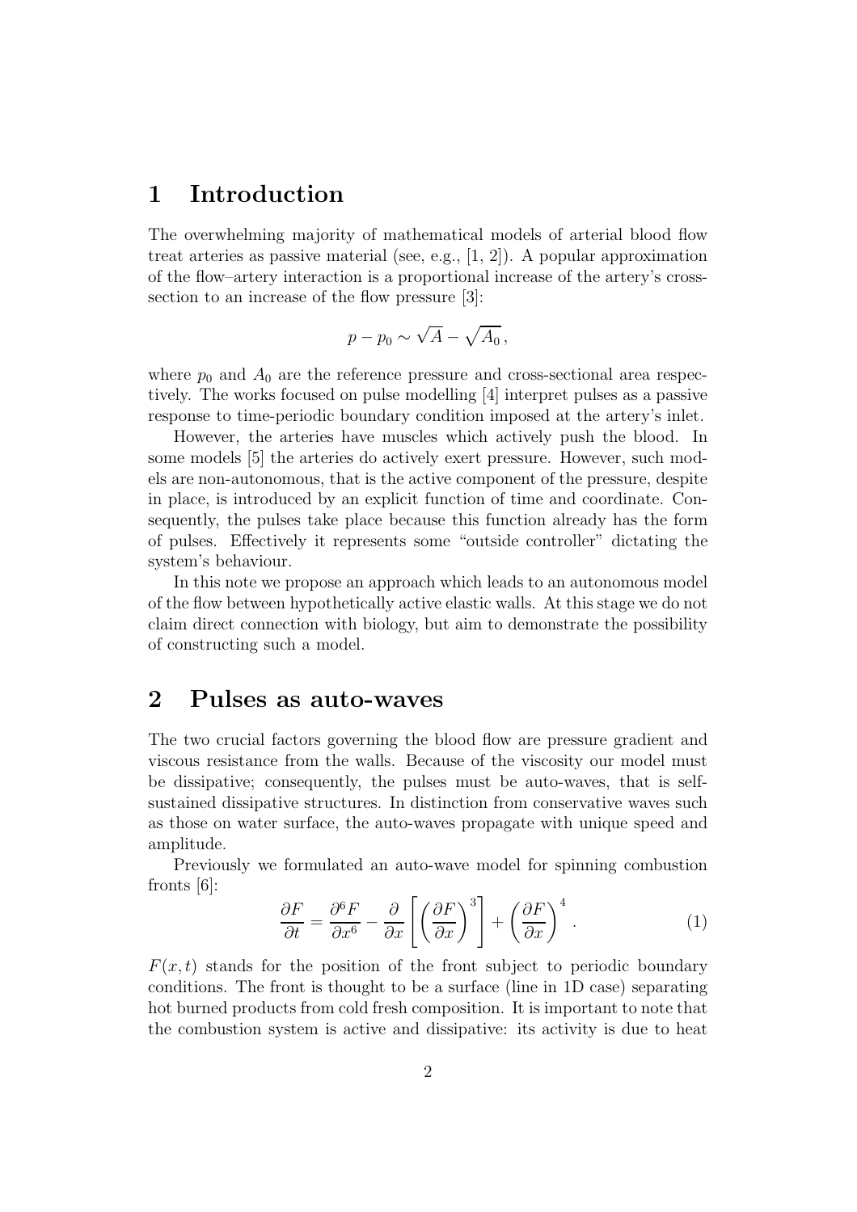## 1 Introduction

The overwhelming majority of mathematical models of arterial blood flow treat arteries as passive material (see, e.g., [1, 2]). A popular approximation of the flow–artery interaction is a proportional increase of the artery's cross-section to an increase of the flow pressure [3]:

$$p - p_0 \sim \sqrt{A} - \sqrt{A_0}\,,$$

where $p_0$ and $A_0$ are the reference pressure and cross-sectional area respectively. The works focused on pulse modelling [4] interpret pulses as a passive response to time-periodic boundary condition imposed at the artery's inlet.

However, the arteries have muscles which actively push the blood. In some models [5] the arteries do actively exert pressure. However, such models are non-autonomous, that is the active component of the pressure, despite in place, is introduced by an explicit function of time and coordinate. Consequently, the pulses take place because this function already has the form of pulses. Effectively it represents some "outside controller" dictating the system's behaviour.

In this note we propose an approach which leads to an autonomous model of the flow between hypothetically active elastic walls. At this stage we do not claim direct connection with biology, but aim to demonstrate the possibility of constructing such a model.

## 2 Pulses as auto-waves

The two crucial factors governing the blood flow are pressure gradient and viscous resistance from the walls. Because of the viscosity our model must be dissipative; consequently, the pulses must be auto-waves, that is self-sustained dissipative structures. In distinction from conservative waves such as those on water surface, the auto-waves propagate with unique speed and amplitude.

Previously we formulated an auto-wave model for spinning combustion fronts [6]:

$$\frac{\partial F}{\partial t} = \frac{\partial^6 F}{\partial x^6} - \frac{\partial}{\partial x}\left[\left(\frac{\partial F}{\partial x}\right)^3\right] + \left(\frac{\partial F}{\partial x}\right)^4. \tag{1}$$

$F(x,t)$ stands for the position of the front subject to periodic boundary conditions. The front is thought to be a surface (line in 1D case) separating hot burned products from cold fresh composition. It is important to note that the combustion system is active and dissipative: its activity is due to heat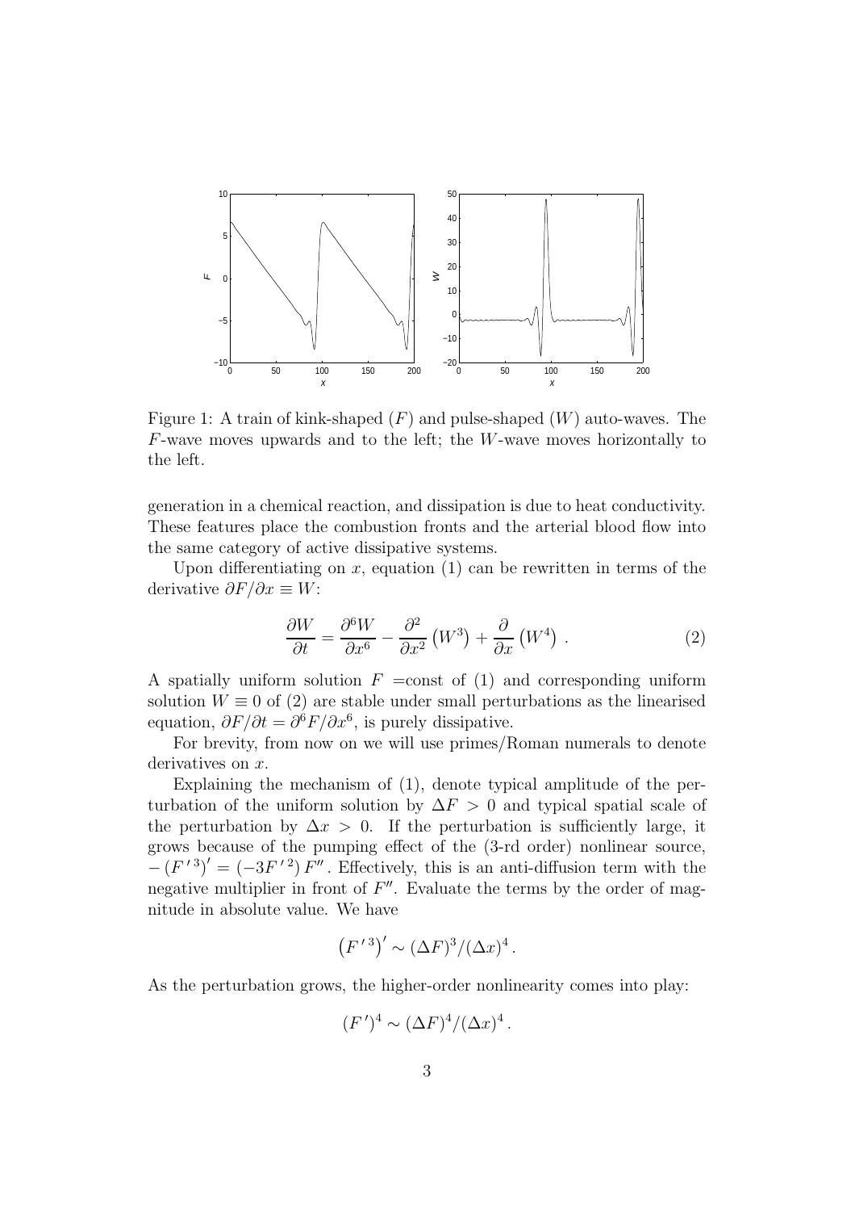Figure 1: A train of kink-shaped ($F$) and pulse-shaped ($W$) auto-waves. The $F$-wave moves upwards and to the left; the $W$-wave moves horizontally to the left.

generation in a chemical reaction, and dissipation is due to heat conductivity. These features place the combustion fronts and the arterial blood flow into the same category of active dissipative systems.

Upon differentiating on $x$, equation (1) can be rewritten in terms of the derivative $\partial F/\partial x \equiv W$:

$$\frac{\partial W}{\partial t} = \frac{\partial^6 W}{\partial x^6} - \frac{\partial^2}{\partial x^2}\left(W^3\right) + \frac{\partial}{\partial x}\left(W^4\right) . \tag{2}$$

A spatially uniform solution $F$ =const of (1) and corresponding uniform solution $W \equiv 0$ of (2) are stable under small perturbations as the linearised equation, $\partial F/\partial t = \partial^6 F/\partial x^6$, is purely dissipative.

For brevity, from now on we will use primes/Roman numerals to denote derivatives on $x$.

Explaining the mechanism of (1), denote typical amplitude of the perturbation of the uniform solution by $\Delta F > 0$ and typical spatial scale of the perturbation by $\Delta x > 0$. If the perturbation is sufficiently large, it grows because of the pumping effect of the (3-rd order) nonlinear source, $-\left(F'^{\,3}\right)' = \left(-3F'^{\,2}\right)F''$. Effectively, this is an anti-diffusion term with the negative multiplier in front of $F''$. Evaluate the terms by the order of magnitude in absolute value. We have

$$\left(F'^{\,3}\right)' \sim (\Delta F)^3/(\Delta x)^4 .$$

As the perturbation grows, the higher-order nonlinearity comes into play:

$$(F')^4 \sim (\Delta F)^4/(\Delta x)^4 .$$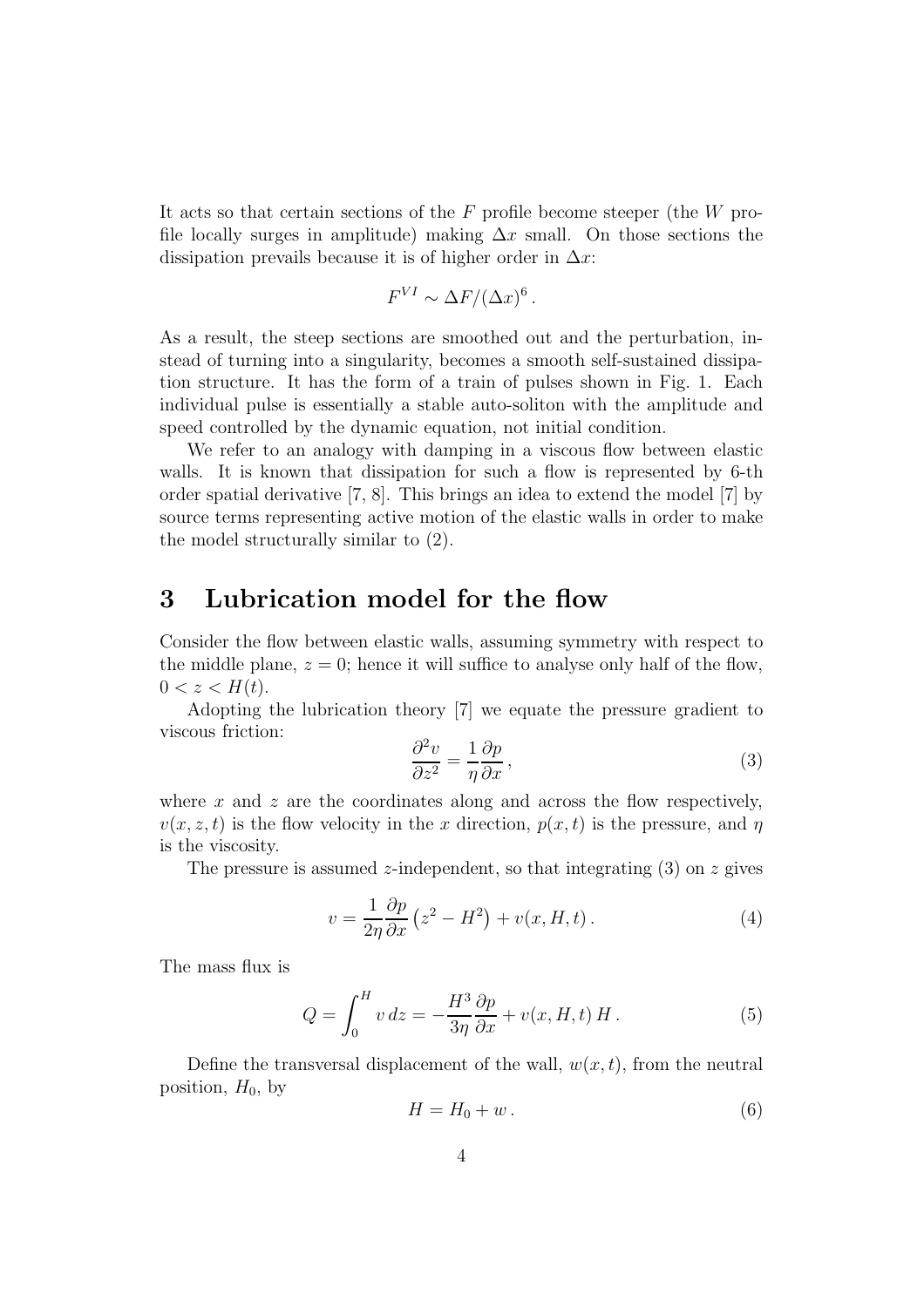It acts so that certain sections of the $F$ profile become steeper (the $W$ profile locally surges in amplitude) making $\Delta x$ small. On those sections the dissipation prevails because it is of higher order in $\Delta x$:

$$F^{VI} \sim \Delta F/(\Delta x)^6 \,.$$

As a result, the steep sections are smoothed out and the perturbation, instead of turning into a singularity, becomes a smooth self-sustained dissipation structure. It has the form of a train of pulses shown in Fig. 1. Each individual pulse is essentially a stable auto-soliton with the amplitude and speed controlled by the dynamic equation, not initial condition.

We refer to an analogy with damping in a viscous flow between elastic walls. It is known that dissipation for such a flow is represented by 6-th order spatial derivative [7, 8]. This brings an idea to extend the model [7] by source terms representing active motion of the elastic walls in order to make the model structurally similar to (2).

# 3 Lubrication model for the flow

Consider the flow between elastic walls, assuming symmetry with respect to the middle plane, $z = 0$; hence it will suffice to analyse only half of the flow, $0 < z < H(t)$.

Adopting the lubrication theory [7] we equate the pressure gradient to viscous friction:

$$\frac{\partial^2 v}{\partial z^2} = \frac{1}{\eta}\frac{\partial p}{\partial x}\,, \tag{3}$$

where $x$ and $z$ are the coordinates along and across the flow respectively, $v(x, z, t)$ is the flow velocity in the $x$ direction, $p(x, t)$ is the pressure, and $\eta$ is the viscosity.

The pressure is assumed $z$-independent, so that integrating (3) on $z$ gives

$$v = \frac{1}{2\eta}\frac{\partial p}{\partial x}\left(z^2 - H^2\right) + v(x, H, t)\,. \tag{4}$$

The mass flux is

$$Q = \int_0^H v\, dz = -\frac{H^3}{3\eta}\frac{\partial p}{\partial x} + v(x, H, t)\, H\,. \tag{5}$$

Define the transversal displacement of the wall, $w(x, t)$, from the neutral position, $H_0$, by

$$H = H_0 + w\,. \tag{6}$$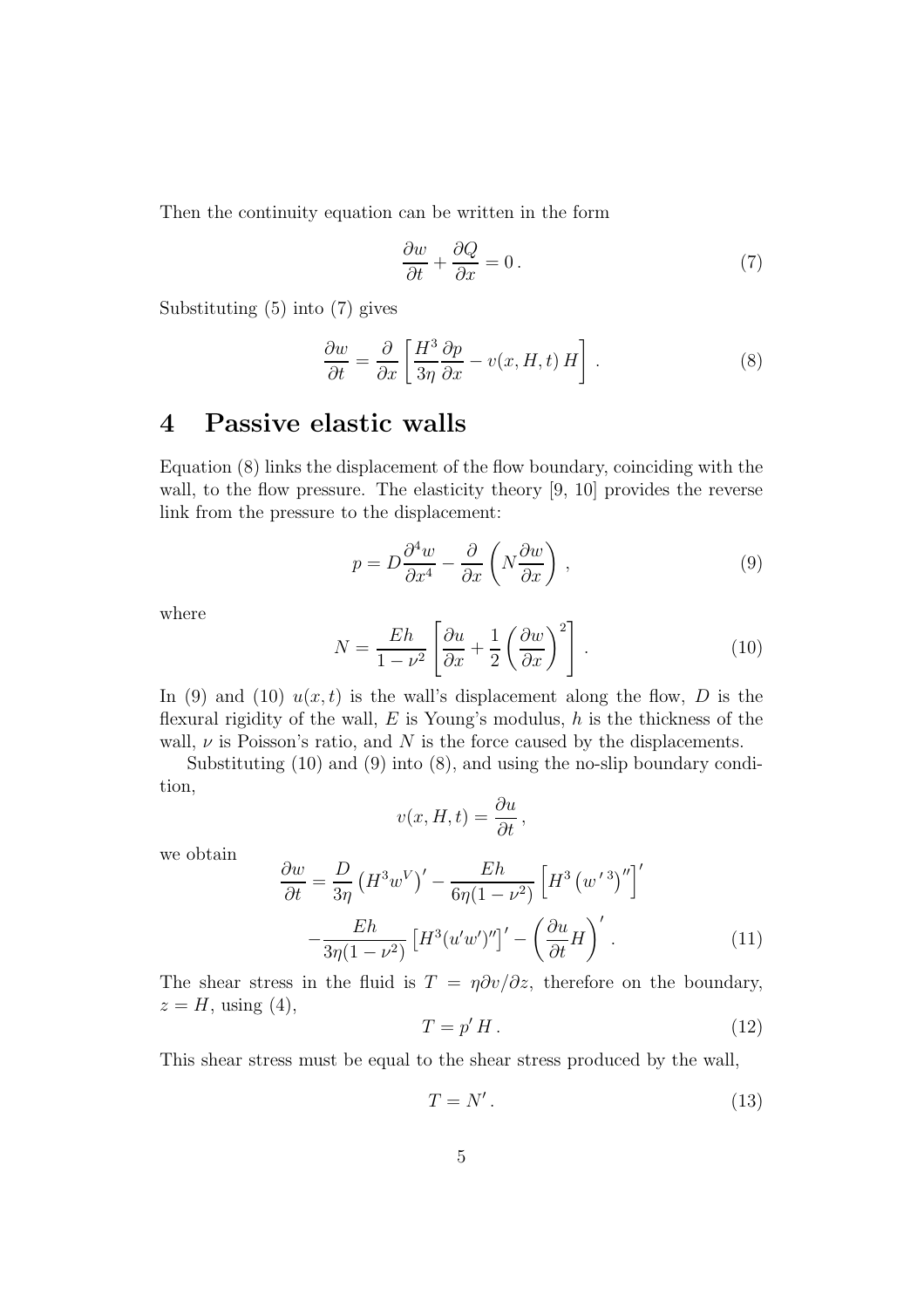Then the continuity equation can be written in the form

$$\frac{\partial w}{\partial t} + \frac{\partial Q}{\partial x} = 0\,. \tag{7}$$

Substituting (5) into (7) gives

$$\frac{\partial w}{\partial t} = \frac{\partial}{\partial x}\left[\frac{H^3}{3\eta}\frac{\partial p}{\partial x} - v(x, H, t)\, H\right]. \tag{8}$$

# 4 Passive elastic walls

Equation (8) links the displacement of the flow boundary, coinciding with the wall, to the flow pressure. The elasticity theory [9, 10] provides the reverse link from the pressure to the displacement:

$$p = D\frac{\partial^4 w}{\partial x^4} - \frac{\partial}{\partial x}\left(N\frac{\partial w}{\partial x}\right), \tag{9}$$

where

$$N = \frac{Eh}{1-\nu^2}\left[\frac{\partial u}{\partial x} + \frac{1}{2}\left(\frac{\partial w}{\partial x}\right)^2\right]. \tag{10}$$

In (9) and (10) $u(x,t)$ is the wall's displacement along the flow, $D$ is the flexural rigidity of the wall, $E$ is Young's modulus, $h$ is the thickness of the wall, $\nu$ is Poisson's ratio, and $N$ is the force caused by the displacements.

Substituting (10) and (9) into (8), and using the no-slip boundary condition,

$$v(x, H, t) = \frac{\partial u}{\partial t}\,,$$

we obtain

$$\begin{aligned}\frac{\partial w}{\partial t} &= \frac{D}{3\eta}\left(H^3 w^V\right)' - \frac{Eh}{6\eta(1-\nu^2)}\left[H^3\left(w'^{\,3}\right)''\right]' \\ &\quad - \frac{Eh}{3\eta(1-\nu^2)}\left[H^3(u'w')''\right]' - \left(\frac{\partial u}{\partial t}H\right)'.\end{aligned} \tag{11}$$

The shear stress in the fluid is $T = \eta\partial v/\partial z$, therefore on the boundary, $z = H$, using (4),

$$T = p'\,H\,. \tag{12}$$

This shear stress must be equal to the shear stress produced by the wall,

$$T = N'\,. \tag{13}$$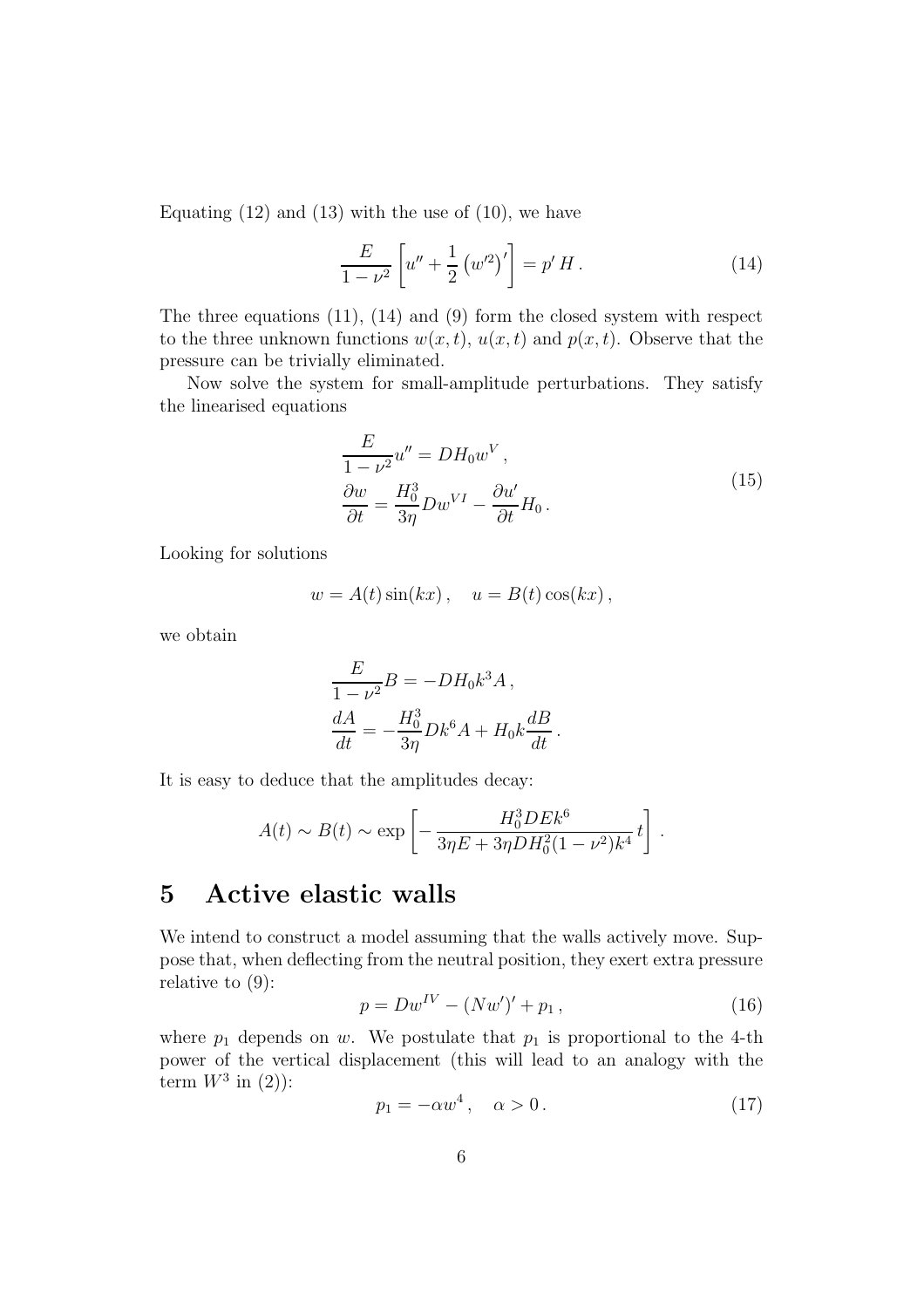Equating (12) and (13) with the use of (10), we have

$$\frac{E}{1-\nu^2}\left[u'' + \frac{1}{2}\left(w'^2\right)'\right] = p'\,H\,. \tag{14}$$

The three equations (11), (14) and (9) form the closed system with respect to the three unknown functions $w(x,t)$, $u(x,t)$ and $p(x,t)$. Observe that the pressure can be trivially eliminated.

Now solve the system for small-amplitude perturbations. They satisfy the linearised equations

$$\begin{aligned} &\frac{E}{1-\nu^2}u'' = DH_0 w^V\,, \\ &\frac{\partial w}{\partial t} = \frac{H_0^3}{3\eta}Dw^{VI} - \frac{\partial u'}{\partial t}H_0\,. \end{aligned} \tag{15}$$

Looking for solutions

$$w = A(t)\sin(kx)\,, \quad u = B(t)\cos(kx)\,,$$

we obtain

$$\begin{aligned} &\frac{E}{1-\nu^2}B = -DH_0k^3A\,, \\ &\frac{dA}{dt} = -\frac{H_0^3}{3\eta}Dk^6A + H_0k\frac{dB}{dt}\,. \end{aligned}$$

It is easy to deduce that the amplitudes decay:

$$A(t) \sim B(t) \sim \exp\left[-\frac{H_0^3DEk^6}{3\eta E + 3\eta DH_0^2(1-\nu^2)k^4}\,t\right]\,.$$

# 5 Active elastic walls

We intend to construct a model assuming that the walls actively move. Suppose that, when deflecting from the neutral position, they exert extra pressure relative to (9):

$$p = Dw^{IV} - (Nw')' + p_1\,, \tag{16}$$

where $p_1$ depends on $w$. We postulate that $p_1$ is proportional to the 4-th power of the vertical displacement (this will lead to an analogy with the term $W^3$ in (2)):

$$p_1 = -\alpha w^4\,, \quad \alpha > 0\,. \tag{17}$$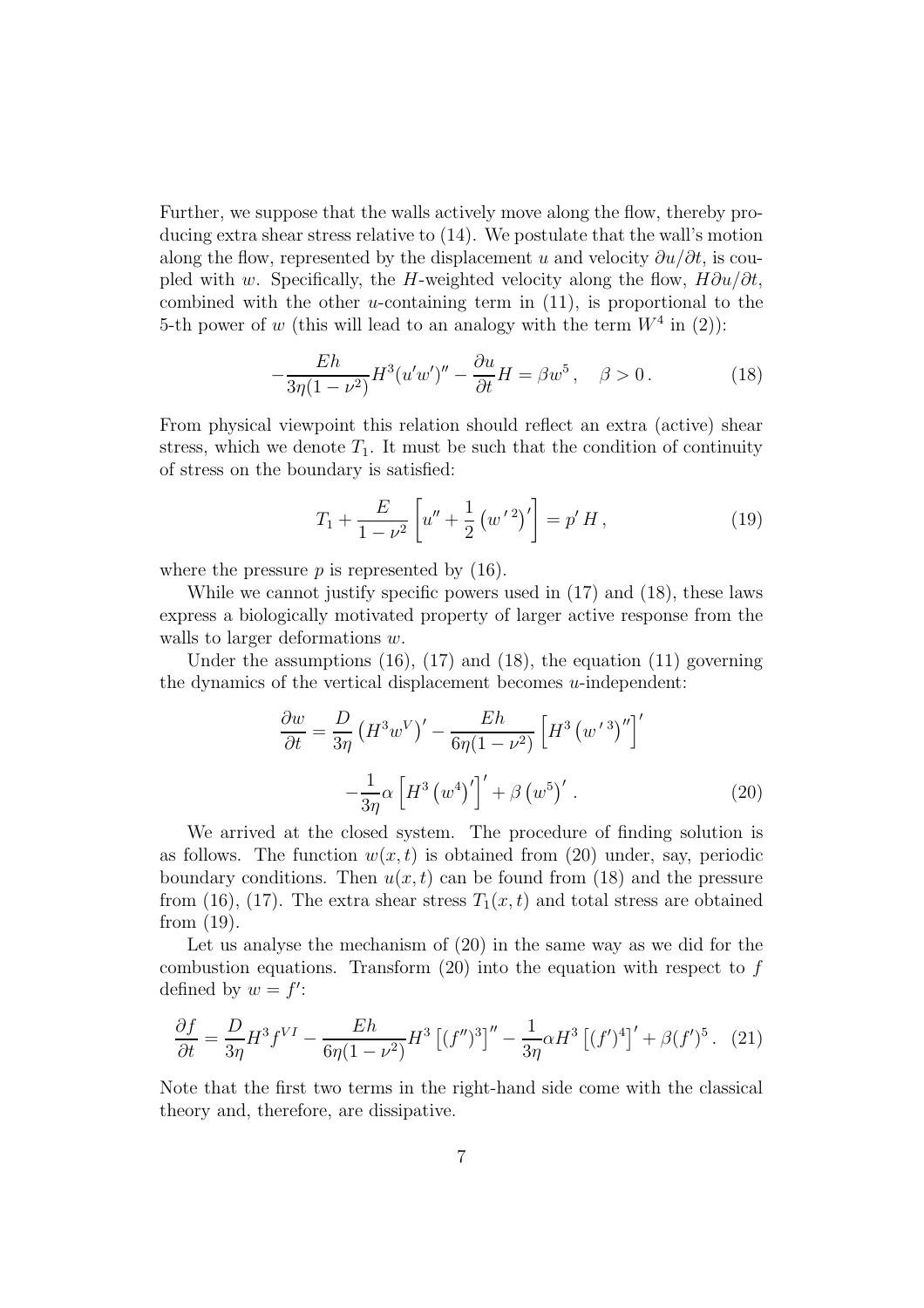Further, we suppose that the walls actively move along the flow, thereby producing extra shear stress relative to (14). We postulate that the wall's motion along the flow, represented by the displacement $u$ and velocity $\partial u/\partial t$, is coupled with $w$. Specifically, the $H$-weighted velocity along the flow, $H\partial u/\partial t$, combined with the other $u$-containing term in (11), is proportional to the 5-th power of $w$ (this will lead to an analogy with the term $W^4$ in (2)):

$$-\frac{Eh}{3\eta(1-\nu^2)}H^3(u'w')'' - \frac{\partial u}{\partial t}H = \beta w^5\,, \quad \beta > 0\,. \tag{18}$$

From physical viewpoint this relation should reflect an extra (active) shear stress, which we denote $T_1$. It must be such that the condition of continuity of stress on the boundary is satisfied:

$$T_1 + \frac{E}{1-\nu^2}\left[u'' + \frac{1}{2}\left(w'^{\,2}\right)'\right] = p'\,H\,, \tag{19}$$

where the pressure $p$ is represented by (16).

While we cannot justify specific powers used in (17) and (18), these laws express a biologically motivated property of larger active response from the walls to larger deformations $w$.

Under the assumptions (16), (17) and (18), the equation (11) governing the dynamics of the vertical displacement becomes $u$-independent:

$$\begin{aligned}\frac{\partial w}{\partial t} = \frac{D}{3\eta}\left(H^3 w^V\right)' &- \frac{Eh}{6\eta(1-\nu^2)}\left[H^3\left(w'^{\,3}\right)''\right]' \\ &- \frac{1}{3\eta}\alpha\left[H^3\left(w^4\right)'\right]' + \beta\left(w^5\right)'\,. \end{aligned}\tag{20}$$

We arrived at the closed system. The procedure of finding solution is as follows. The function $w(x,t)$ is obtained from (20) under, say, periodic boundary conditions. Then $u(x,t)$ can be found from (18) and the pressure from (16), (17). The extra shear stress $T_1(x,t)$ and total stress are obtained from (19).

Let us analyse the mechanism of (20) in the same way as we did for the combustion equations. Transform (20) into the equation with respect to $f$ defined by $w = f'$:

$$\frac{\partial f}{\partial t} = \frac{D}{3\eta}H^3 f^{VI} - \frac{Eh}{6\eta(1-\nu^2)}H^3\left[(f'')^3\right]'' - \frac{1}{3\eta}\alpha H^3\left[(f')^4\right]' + \beta(f')^5\,. \tag{21}$$

Note that the first two terms in the right-hand side come with the classical theory and, therefore, are dissipative.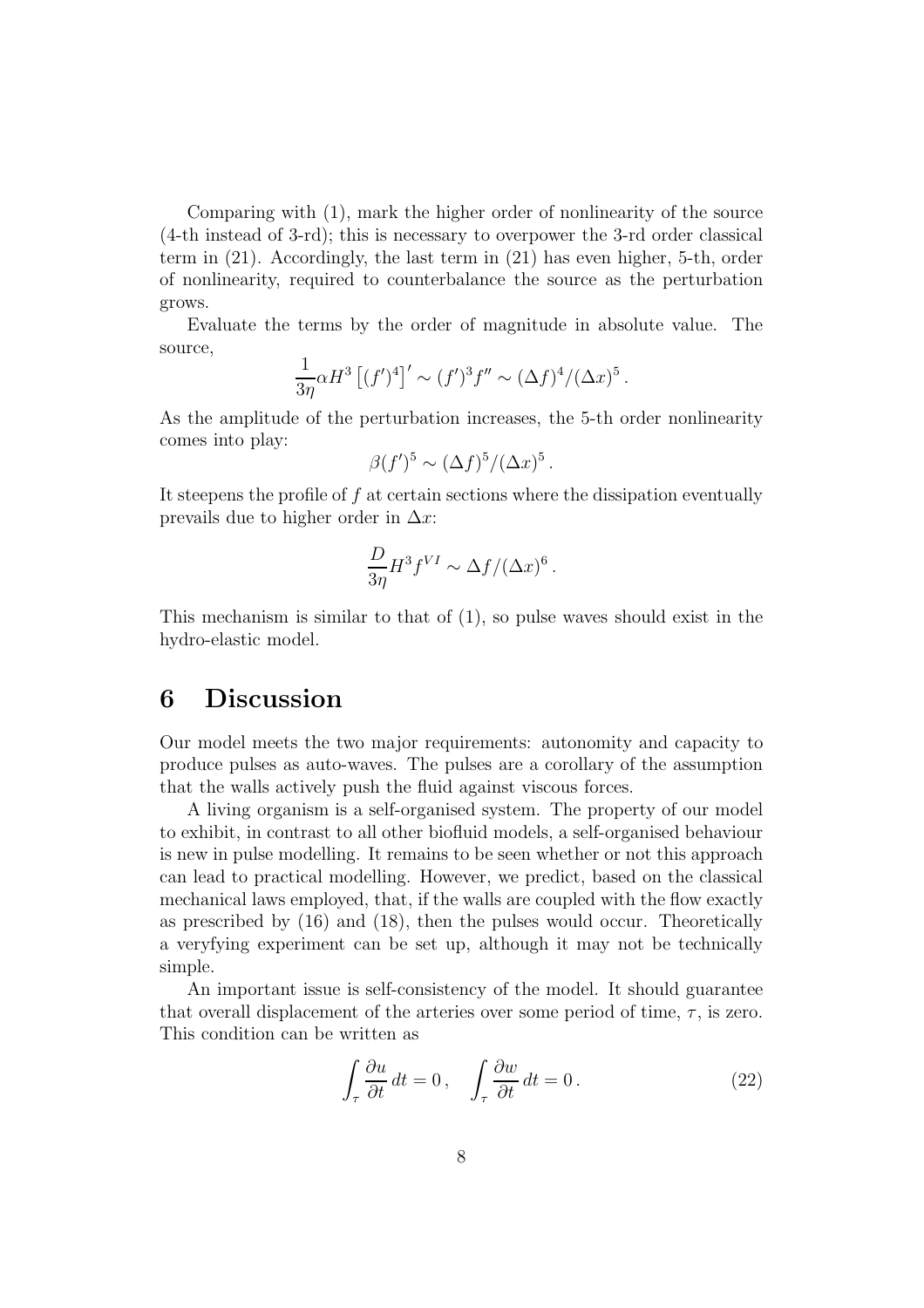Comparing with (1), mark the higher order of nonlinearity of the source (4-th instead of 3-rd); this is necessary to overpower the 3-rd order classical term in (21). Accordingly, the last term in (21) has even higher, 5-th, order of nonlinearity, required to counterbalance the source as the perturbation grows.

Evaluate the terms by the order of magnitude in absolute value. The source,

$$\frac{1}{3\eta}\alpha H^3 \left[(f')^4\right]' \sim (f')^3 f'' \sim (\Delta f)^4/(\Delta x)^5 \,.$$

As the amplitude of the perturbation increases, the 5-th order nonlinearity comes into play:

$$\beta (f')^5 \sim (\Delta f)^5/(\Delta x)^5 \,.$$

It steepens the profile of $f$ at certain sections where the dissipation eventually prevails due to higher order in $\Delta x$:

$$\frac{D}{3\eta} H^3 f^{VI} \sim \Delta f/(\Delta x)^6 \,.$$

This mechanism is similar to that of (1), so pulse waves should exist in the hydro-elastic model.

# 6 Discussion

Our model meets the two major requirements: autonomity and capacity to produce pulses as auto-waves. The pulses are a corollary of the assumption that the walls actively push the fluid against viscous forces.

A living organism is a self-organised system. The property of our model to exhibit, in contrast to all other biofluid models, a self-organised behaviour is new in pulse modelling. It remains to be seen whether or not this approach can lead to practical modelling. However, we predict, based on the classical mechanical laws employed, that, if the walls are coupled with the flow exactly as prescribed by (16) and (18), then the pulses would occur. Theoretically a veryfying experiment can be set up, although it may not be technically simple.

An important issue is self-consistency of the model. It should guarantee that overall displacement of the arteries over some period of time, $\tau$, is zero. This condition can be written as

$$\int_\tau \frac{\partial u}{\partial t}\, dt = 0 \,, \quad \int_\tau \frac{\partial w}{\partial t}\, dt = 0 \,. \tag{22}$$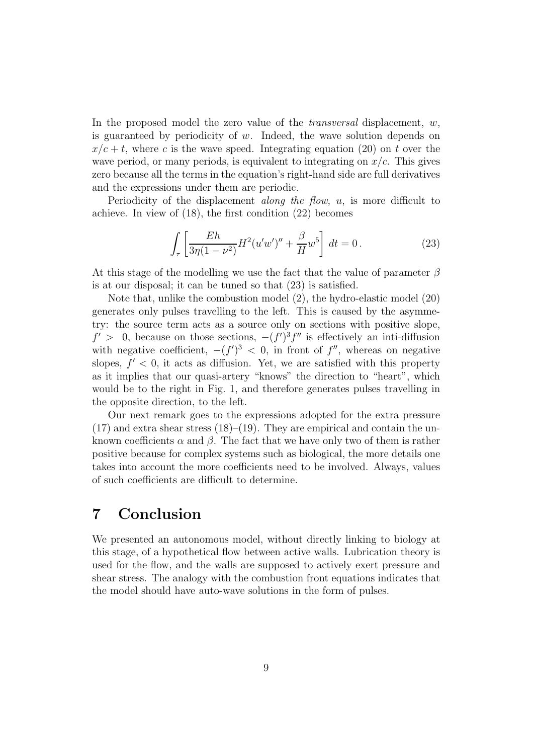In the proposed model the zero value of the *transversal* displacement, $w$, is guaranteed by periodicity of $w$. Indeed, the wave solution depends on $x/c + t$, where $c$ is the wave speed. Integrating equation (20) on $t$ over the wave period, or many periods, is equivalent to integrating on $x/c$. This gives zero because all the terms in the equation's right-hand side are full derivatives and the expressions under them are periodic.

Periodicity of the displacement *along the flow*, $u$, is more difficult to achieve. In view of (18), the first condition (22) becomes

$$\int_{\tau} \left[ \frac{Eh}{3\eta(1-\nu^2)} H^2 (u'w')'' + \frac{\beta}{H} w^5 \right] dt = 0 \,. \tag{23}$$

At this stage of the modelling we use the fact that the value of parameter $\beta$ is at our disposal; it can be tuned so that (23) is satisfied.

Note that, unlike the combustion model (2), the hydro-elastic model (20) generates only pulses travelling to the left. This is caused by the asymmetry: the source term acts as a source only on sections with positive slope, $f' > 0$, because on those sections, $-(f')^3 f''$ is effectively an inti-diffusion with negative coefficient, $-(f')^3 < 0$, in front of $f''$, whereas on negative slopes, $f' < 0$, it acts as diffusion. Yet, we are satisfied with this property as it implies that our quasi-artery "knows" the direction to "heart", which would be to the right in Fig. 1, and therefore generates pulses travelling in the opposite direction, to the left.

Our next remark goes to the expressions adopted for the extra pressure (17) and extra shear stress (18)–(19). They are empirical and contain the unknown coefficients $\alpha$ and $\beta$. The fact that we have only two of them is rather positive because for complex systems such as biological, the more details one takes into account the more coefficients need to be involved. Always, values of such coefficients are difficult to determine.

# 7 Conclusion

We presented an autonomous model, without directly linking to biology at this stage, of a hypothetical flow between active walls. Lubrication theory is used for the flow, and the walls are supposed to actively exert pressure and shear stress. The analogy with the combustion front equations indicates that the model should have auto-wave solutions in the form of pulses.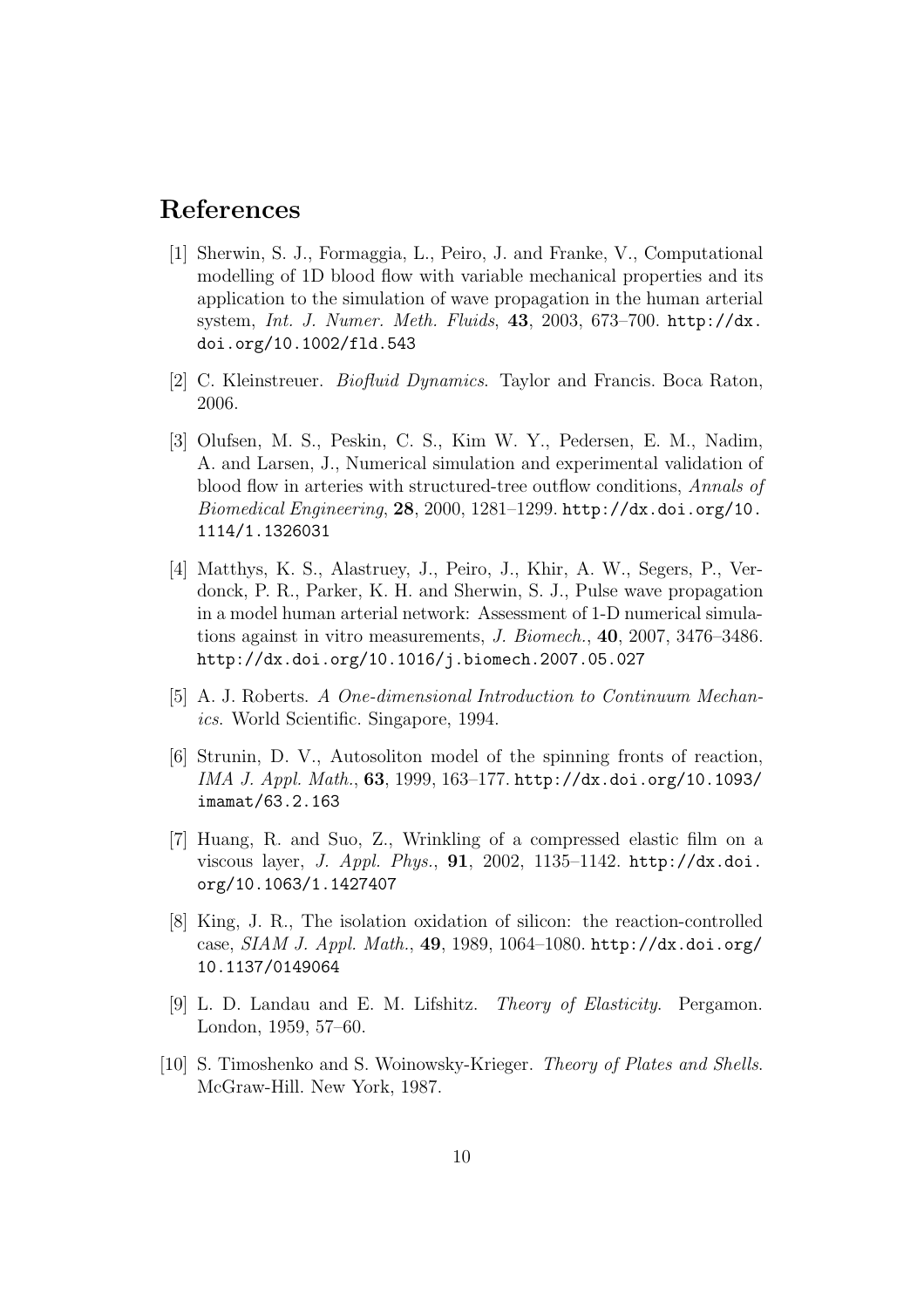## References

[1] Sherwin, S. J., Formaggia, L., Peiro, J. and Franke, V., Computational modelling of 1D blood flow with variable mechanical properties and its application to the simulation of wave propagation in the human arterial system, *Int. J. Numer. Meth. Fluids*, **43**, 2003, 673–700. http://dx.doi.org/10.1002/fld.543

[2] C. Kleinstreuer. *Biofluid Dynamics*. Taylor and Francis. Boca Raton, 2006.

[3] Olufsen, M. S., Peskin, C. S., Kim W. Y., Pedersen, E. M., Nadim, A. and Larsen, J., Numerical simulation and experimental validation of blood flow in arteries with structured-tree outflow conditions, *Annals of Biomedical Engineering*, **28**, 2000, 1281–1299. http://dx.doi.org/10.1114/1.1326031

[4] Matthys, K. S., Alastruey, J., Peiro, J., Khir, A. W., Segers, P., Verdonck, P. R., Parker, K. H. and Sherwin, S. J., Pulse wave propagation in a model human arterial network: Assessment of 1-D numerical simulations against in vitro measurements, *J. Biomech.*, **40**, 2007, 3476–3486. http://dx.doi.org/10.1016/j.biomech.2007.05.027

[5] A. J. Roberts. *A One-dimensional Introduction to Continuum Mechanics*. World Scientific. Singapore, 1994.

[6] Strunin, D. V., Autosoliton model of the spinning fronts of reaction, *IMA J. Appl. Math.*, **63**, 1999, 163–177. http://dx.doi.org/10.1093/imamat/63.2.163

[7] Huang, R. and Suo, Z., Wrinkling of a compressed elastic film on a viscous layer, *J. Appl. Phys.*, **91**, 2002, 1135–1142. http://dx.doi.org/10.1063/1.1427407

[8] King, J. R., The isolation oxidation of silicon: the reaction-controlled case, *SIAM J. Appl. Math.*, **49**, 1989, 1064–1080. http://dx.doi.org/10.1137/0149064

[9] L. D. Landau and E. M. Lifshitz. *Theory of Elasticity*. Pergamon. London, 1959, 57–60.

[10] S. Timoshenko and S. Woinowsky-Krieger. *Theory of Plates and Shells*. McGraw-Hill. New York, 1987.